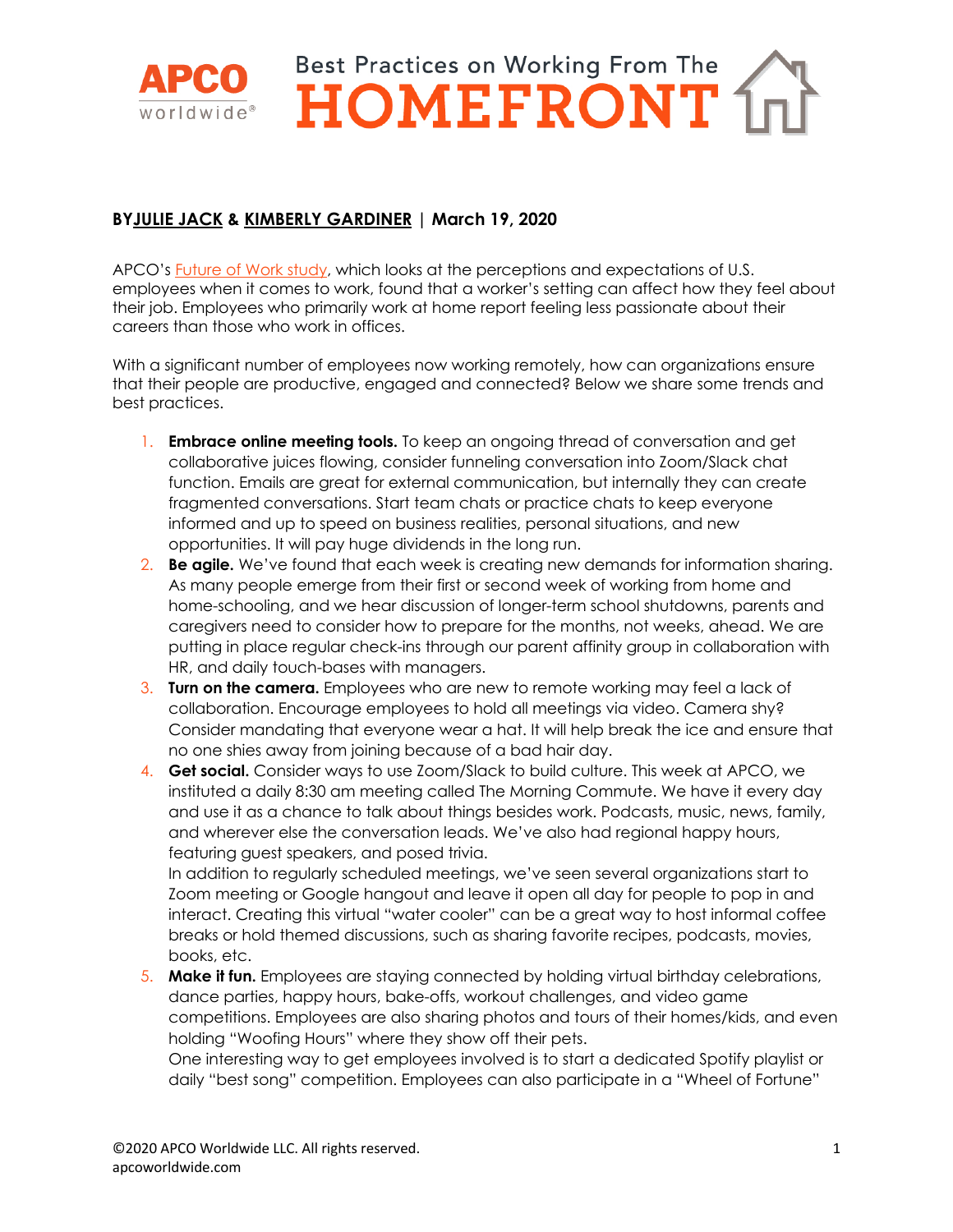# Best Practices on Working From The HOMEFRONT

APCO worldwide

**BYJULIE JACK & KIMBERLY GARDINER | March 19, 2020**

APCO's Future of Work study, which looks at the perceptions and expectations of U.S. employees when it comes to work, found that a worker's setting can affect how they feel about their job. Employees who primarily work at home report feeling less passionate about their careers than those who work in offices.

With a significant number of employees now working remotely, how can organizations ensure that their people are productive, engaged and connected? Below we share some trends and best practices.

1. **Embrace online meeting tools.** To keep an ongoing thread of conversation and get collaborative juices flowing, consider funneling conversation into Zoom/Slack chat function. Emails are great for external communication, but internally they can create fragmented conversations. Start team chats or practice chats to keep everyone informed and up to speed on business realities, personal situations, and new opportunities. It will pay huge dividends in the long run.
2. **Be agile.** We've found that each week is creating new demands for information sharing. As many people emerge from their first or second week of working from home and home-schooling, and we hear discussion of longer-term school shutdowns, parents and caregivers need to consider how to prepare for the months, not weeks, ahead. We are putting in place regular check-ins through our parent affinity group in collaboration with HR, and daily touch-bases with managers.
3. **Turn on the camera.** Employees who are new to remote working may feel a lack of collaboration. Encourage employees to hold all meetings via video. Camera shy? Consider mandating that everyone wear a hat. It will help break the ice and ensure that no one shies away from joining because of a bad hair day.
4. **Get social.** Consider ways to use Zoom/Slack to build culture. This week at APCO, we instituted a daily 8:30 am meeting called The Morning Commute. We have it every day and use it as a chance to talk about things besides work. Podcasts, music, news, family, and wherever else the conversation leads. We've also had regional happy hours, featuring guest speakers, and posed trivia.
   In addition to regularly scheduled meetings, we've seen several organizations start to Zoom meeting or Google hangout and leave it open all day for people to pop in and interact. Creating this virtual "water cooler" can be a great way to host informal coffee breaks or hold themed discussions, such as sharing favorite recipes, podcasts, movies, books, etc.
5. **Make it fun.** Employees are staying connected by holding virtual birthday celebrations, dance parties, happy hours, bake-offs, workout challenges, and video game competitions. Employees are also sharing photos and tours of their homes/kids, and even holding "Woofing Hours" where they show off their pets.
   One interesting way to get employees involved is to start a dedicated Spotify playlist or daily "best song" competition. Employees can also participate in a "Wheel of Fortune"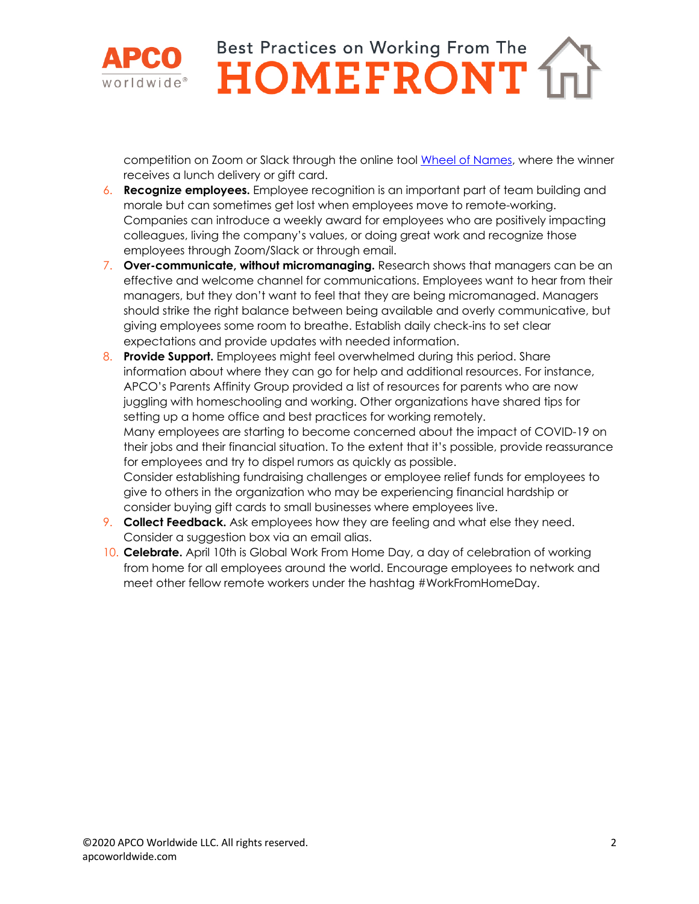competition on Zoom or Slack through the online tool [Wheel of Names](), where the winner receives a lunch delivery or gift card.

6. **Recognize employees.** Employee recognition is an important part of team building and morale but can sometimes get lost when employees move to remote-working. Companies can introduce a weekly award for employees who are positively impacting colleagues, living the company's values, or doing great work and recognize those employees through Zoom/Slack or through email.
7. **Over-communicate, without micromanaging.** Research shows that managers can be an effective and welcome channel for communications. Employees want to hear from their managers, but they don't want to feel that they are being micromanaged. Managers should strike the right balance between being available and overly communicative, but giving employees some room to breathe. Establish daily check-ins to set clear expectations and provide updates with needed information.
8. **Provide Support.** Employees might feel overwhelmed during this period. Share information about where they can go for help and additional resources. For instance, APCO's Parents Affinity Group provided a list of resources for parents who are now juggling with homeschooling and working. Other organizations have shared tips for setting up a home office and best practices for working remotely.
   Many employees are starting to become concerned about the impact of COVID-19 on their jobs and their financial situation. To the extent that it's possible, provide reassurance for employees and try to dispel rumors as quickly as possible.
   Consider establishing fundraising challenges or employee relief funds for employees to give to others in the organization who may be experiencing financial hardship or consider buying gift cards to small businesses where employees live.
9. **Collect Feedback.** Ask employees how they are feeling and what else they need. Consider a suggestion box via an email alias.
10. **Celebrate.** April 10th is Global Work From Home Day, a day of celebration of working from home for all employees around the world. Encourage employees to network and meet other fellow remote workers under the hashtag #WorkFromHomeDay.